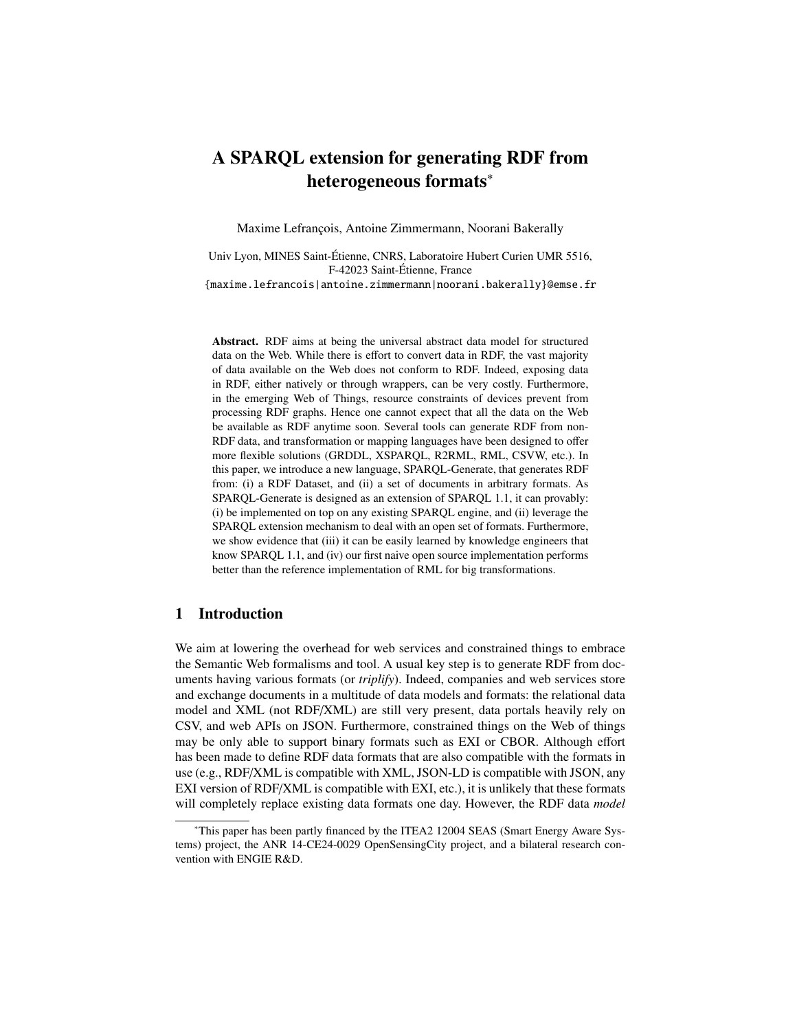# A SPARQL extension for generating RDF from heterogeneous formats*

Maxime Lefrançois, Antoine Zimmermann, Noorani Bakerally

Univ Lyon, MINES Saint-Étienne, CNRS, Laboratoire Hubert Curien UMR 5516, F-42023 Saint-Étienne, France
{maxime.lefrancois|antoine.zimmermann|noorani.bakerally}@emse.fr

**Abstract.** RDF aims at being the universal abstract data model for structured data on the Web. While there is effort to convert data in RDF, the vast majority of data available on the Web does not conform to RDF. Indeed, exposing data in RDF, either natively or through wrappers, can be very costly. Furthermore, in the emerging Web of Things, resource constraints of devices prevent from processing RDF graphs. Hence one cannot expect that all the data on the Web be available as RDF anytime soon. Several tools can generate RDF from non-RDF data, and transformation or mapping languages have been designed to offer more flexible solutions (GRDDL, XSPARQL, R2RML, RML, CSVW, etc.). In this paper, we introduce a new language, SPARQL-Generate, that generates RDF from: (i) a RDF Dataset, and (ii) a set of documents in arbitrary formats. As SPARQL-Generate is designed as an extension of SPARQL 1.1, it can provably: (i) be implemented on top on any existing SPARQL engine, and (ii) leverage the SPARQL extension mechanism to deal with an open set of formats. Furthermore, we show evidence that (iii) it can be easily learned by knowledge engineers that know SPARQL 1.1, and (iv) our first naive open source implementation performs better than the reference implementation of RML for big transformations.

## 1 Introduction

We aim at lowering the overhead for web services and constrained things to embrace the Semantic Web formalisms and tool. A usual key step is to generate RDF from documents having various formats (or *triplify*). Indeed, companies and web services store and exchange documents in a multitude of data models and formats: the relational data model and XML (not RDF/XML) are still very present, data portals heavily rely on CSV, and web APIs on JSON. Furthermore, constrained things on the Web of things may be only able to support binary formats such as EXI or CBOR. Although effort has been made to define RDF data formats that are also compatible with the formats in use (e.g., RDF/XML is compatible with XML, JSON-LD is compatible with JSON, any EXI version of RDF/XML is compatible with EXI, etc.), it is unlikely that these formats will completely replace existing data formats one day. However, the RDF data *model*

*This paper has been partly financed by the ITEA2 12004 SEAS (Smart Energy Aware Systems) project, the ANR 14-CE24-0029 OpenSensingCity project, and a bilateral research convention with ENGIE R&D.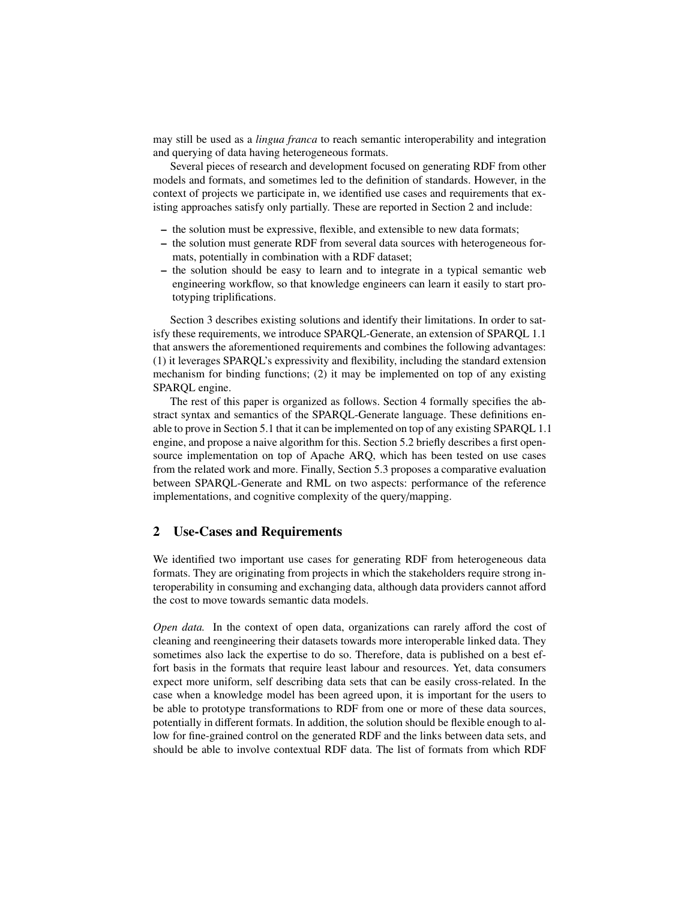may still be used as a *lingua franca* to reach semantic interoperability and integration and querying of data having heterogeneous formats.

Several pieces of research and development focused on generating RDF from other models and formats, and sometimes led to the definition of standards. However, in the context of projects we participate in, we identified use cases and requirements that existing approaches satisfy only partially. These are reported in Section 2 and include:

- the solution must be expressive, flexible, and extensible to new data formats;
- the solution must generate RDF from several data sources with heterogeneous formats, potentially in combination with a RDF dataset;
- the solution should be easy to learn and to integrate in a typical semantic web engineering workflow, so that knowledge engineers can learn it easily to start prototyping triplifications.

Section 3 describes existing solutions and identify their limitations. In order to satisfy these requirements, we introduce SPARQL-Generate, an extension of SPARQL 1.1 that answers the aforementioned requirements and combines the following advantages: (1) it leverages SPARQL's expressivity and flexibility, including the standard extension mechanism for binding functions; (2) it may be implemented on top of any existing SPARQL engine.

The rest of this paper is organized as follows. Section 4 formally specifies the abstract syntax and semantics of the SPARQL-Generate language. These definitions enable to prove in Section 5.1 that it can be implemented on top of any existing SPARQL 1.1 engine, and propose a naive algorithm for this. Section 5.2 briefly describes a first open-source implementation on top of Apache ARQ, which has been tested on use cases from the related work and more. Finally, Section 5.3 proposes a comparative evaluation between SPARQL-Generate and RML on two aspects: performance of the reference implementations, and cognitive complexity of the query/mapping.

## 2 Use-Cases and Requirements

We identified two important use cases for generating RDF from heterogeneous data formats. They are originating from projects in which the stakeholders require strong interoperability in consuming and exchanging data, although data providers cannot afford the cost to move towards semantic data models.

*Open data.* In the context of open data, organizations can rarely afford the cost of cleaning and reengineering their datasets towards more interoperable linked data. They sometimes also lack the expertise to do so. Therefore, data is published on a best effort basis in the formats that require least labour and resources. Yet, data consumers expect more uniform, self describing data sets that can be easily cross-related. In the case when a knowledge model has been agreed upon, it is important for the users to be able to prototype transformations to RDF from one or more of these data sources, potentially in different formats. In addition, the solution should be flexible enough to allow for fine-grained control on the generated RDF and the links between data sets, and should be able to involve contextual RDF data. The list of formats from which RDF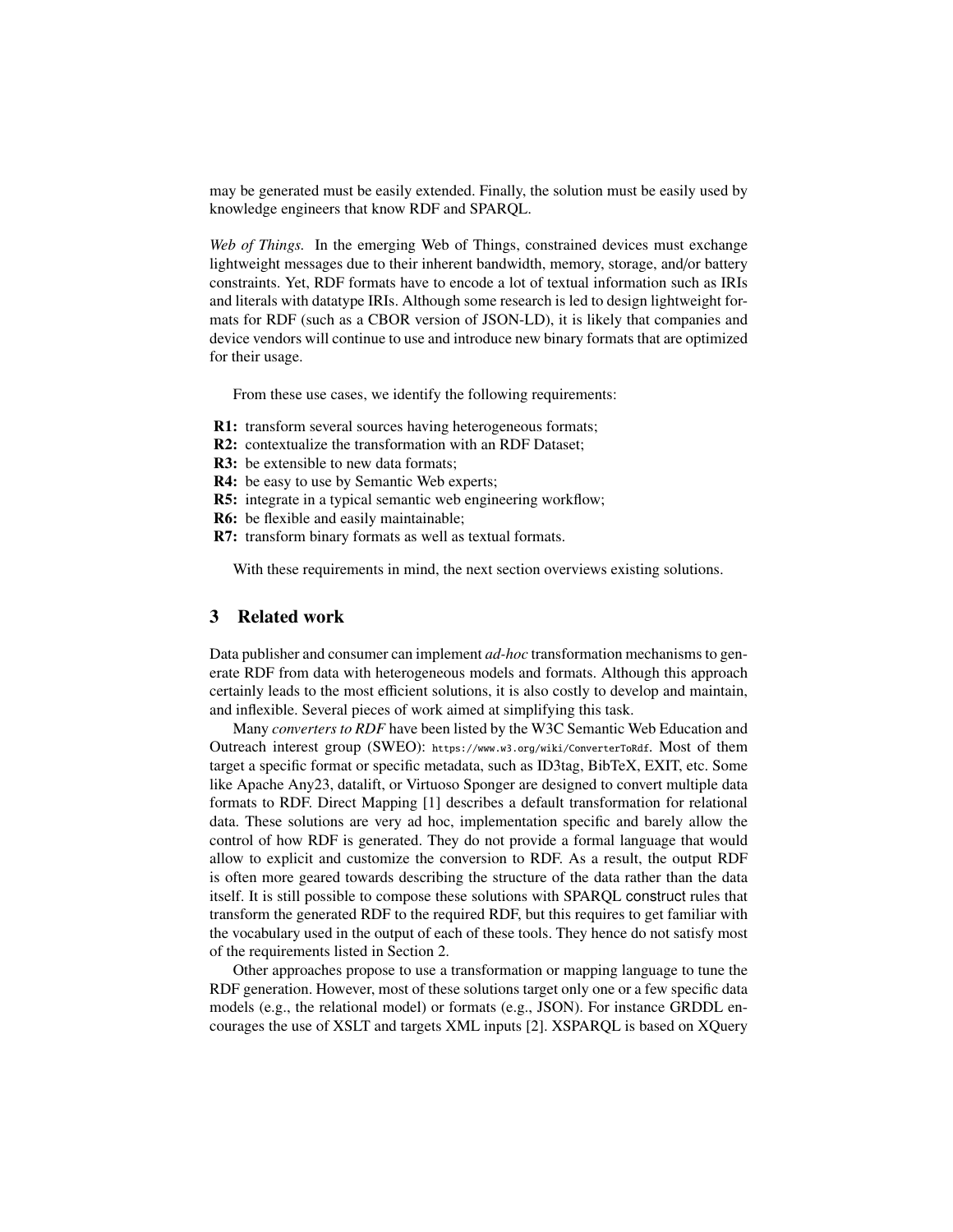may be generated must be easily extended. Finally, the solution must be easily used by knowledge engineers that know RDF and SPARQL.

*Web of Things.* In the emerging Web of Things, constrained devices must exchange lightweight messages due to their inherent bandwidth, memory, storage, and/or battery constraints. Yet, RDF formats have to encode a lot of textual information such as IRIs and literals with datatype IRIs. Although some research is led to design lightweight formats for RDF (such as a CBOR version of JSON-LD), it is likely that companies and device vendors will continue to use and introduce new binary formats that are optimized for their usage.

From these use cases, we identify the following requirements:

- **R1:** transform several sources having heterogeneous formats;
- **R2:** contextualize the transformation with an RDF Dataset;
- **R3:** be extensible to new data formats;
- **R4:** be easy to use by Semantic Web experts;
- **R5:** integrate in a typical semantic web engineering workflow;
- **R6:** be flexible and easily maintainable;
- **R7:** transform binary formats as well as textual formats.

With these requirements in mind, the next section overviews existing solutions.

## 3 Related work

Data publisher and consumer can implement *ad-hoc* transformation mechanisms to generate RDF from data with heterogeneous models and formats. Although this approach certainly leads to the most efficient solutions, it is also costly to develop and maintain, and inflexible. Several pieces of work aimed at simplifying this task.

Many *converters to RDF* have been listed by the W3C Semantic Web Education and Outreach interest group (SWEO): `https://www.w3.org/wiki/ConverterToRdf`. Most of them target a specific format or specific metadata, such as ID3tag, BibTeX, EXIT, etc. Some like Apache Any23, datalift, or Virtuoso Sponger are designed to convert multiple data formats to RDF. Direct Mapping [1] describes a default transformation for relational data. These solutions are very ad hoc, implementation specific and barely allow the control of how RDF is generated. They do not provide a formal language that would allow to explicit and customize the conversion to RDF. As a result, the output RDF is often more geared towards describing the structure of the data rather than the data itself. It is still possible to compose these solutions with SPARQL `construct` rules that transform the generated RDF to the required RDF, but this requires to get familiar with the vocabulary used in the output of each of these tools. They hence do not satisfy most of the requirements listed in Section 2.

Other approaches propose to use a transformation or mapping language to tune the RDF generation. However, most of these solutions target only one or a few specific data models (e.g., the relational model) or formats (e.g., JSON). For instance GRDDL encourages the use of XSLT and targets XML inputs [2]. XSPARQL is based on XQuery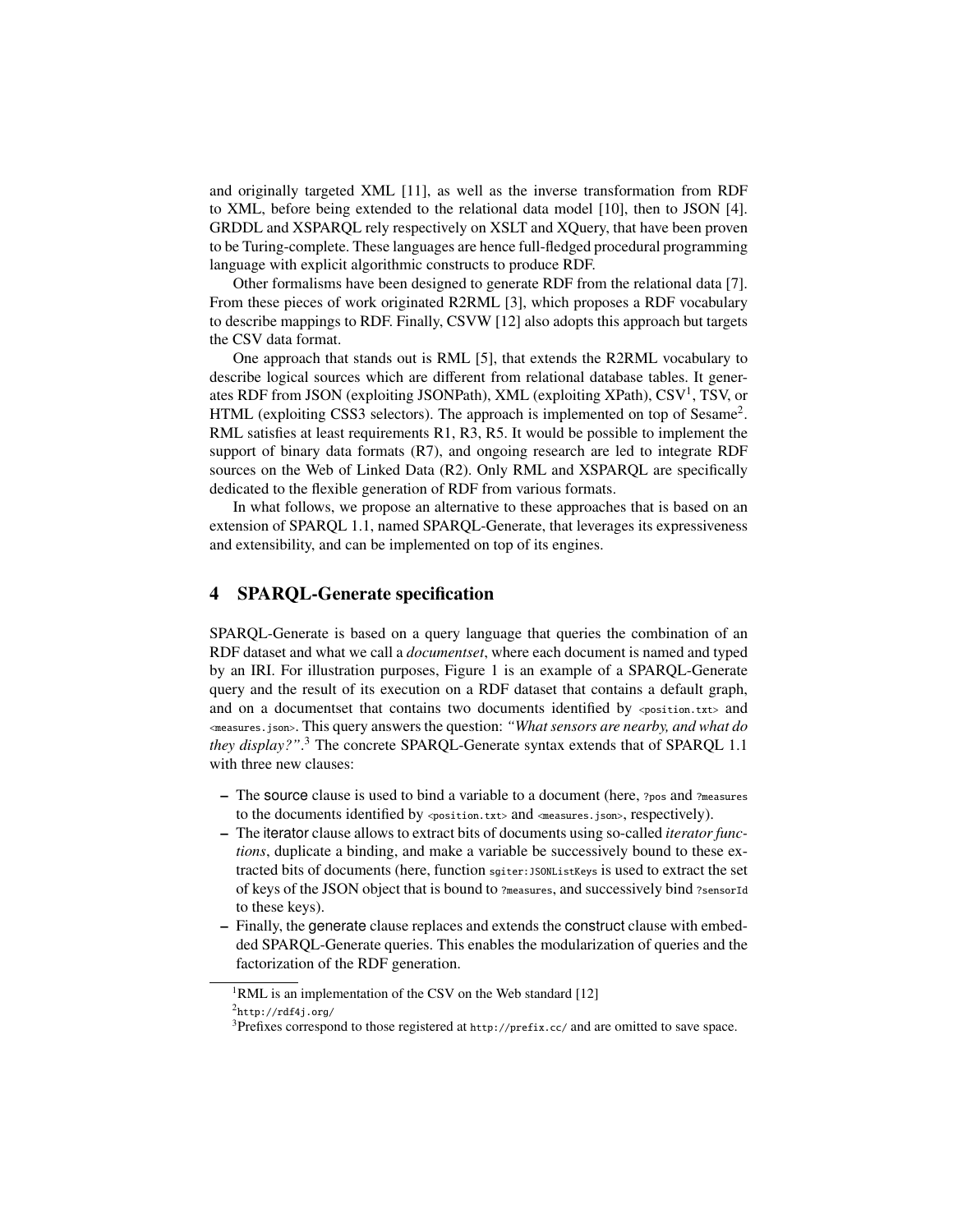and originally targeted XML [11], as well as the inverse transformation from RDF to XML, before being extended to the relational data model [10], then to JSON [4]. GRDDL and XSPARQL rely respectively on XSLT and XQuery, that have been proven to be Turing-complete. These languages are hence full-fledged procedural programming language with explicit algorithmic constructs to produce RDF.

Other formalisms have been designed to generate RDF from the relational data [7]. From these pieces of work originated R2RML [3], which proposes a RDF vocabulary to describe mappings to RDF. Finally, CSVW [12] also adopts this approach but targets the CSV data format.

One approach that stands out is RML [5], that extends the R2RML vocabulary to describe logical sources which are different from relational database tables. It generates RDF from JSON (exploiting JSONPath), XML (exploiting XPath), CSV[1], TSV, or HTML (exploiting CSS3 selectors). The approach is implemented on top of Sesame[2]. RML satisfies at least requirements R1, R3, R5. It would be possible to implement the support of binary data formats (R7), and ongoing research are led to integrate RDF sources on the Web of Linked Data (R2). Only RML and XSPARQL are specifically dedicated to the flexible generation of RDF from various formats.

In what follows, we propose an alternative to these approaches that is based on an extension of SPARQL 1.1, named SPARQL-Generate, that leverages its expressiveness and extensibility, and can be implemented on top of its engines.

## 4 SPARQL-Generate specification

SPARQL-Generate is based on a query language that queries the combination of an RDF dataset and what we call a *documentset*, where each document is named and typed by an IRI. For illustration purposes, Figure 1 is an example of a SPARQL-Generate query and the result of its execution on a RDF dataset that contains a default graph, and on a documentset that contains two documents identified by `<position.txt>` and `<measures.json>`. This query answers the question: *"What sensors are nearby, and what do they display?"*.[3] The concrete SPARQL-Generate syntax extends that of SPARQL 1.1 with three new clauses:

- The source clause is used to bind a variable to a document (here, `?pos` and `?measures` to the documents identified by `<position.txt>` and `<measures.json>`, respectively).
- The iterator clause allows to extract bits of documents using so-called *iterator functions*, duplicate a binding, and make a variable be successively bound to these extracted bits of documents (here, function `sgiter:JSONListKeys` is used to extract the set of keys of the JSON object that is bound to `?measures`, and successively bind `?sensorId` to these keys).
- Finally, the generate clause replaces and extends the construct clause with embedded SPARQL-Generate queries. This enables the modularization of queries and the factorization of the RDF generation.

[1] RML is an implementation of the CSV on the Web standard [12]

[2] `http://rdf4j.org/`

[3] Prefixes correspond to those registered at `http://prefix.cc/` and are omitted to save space.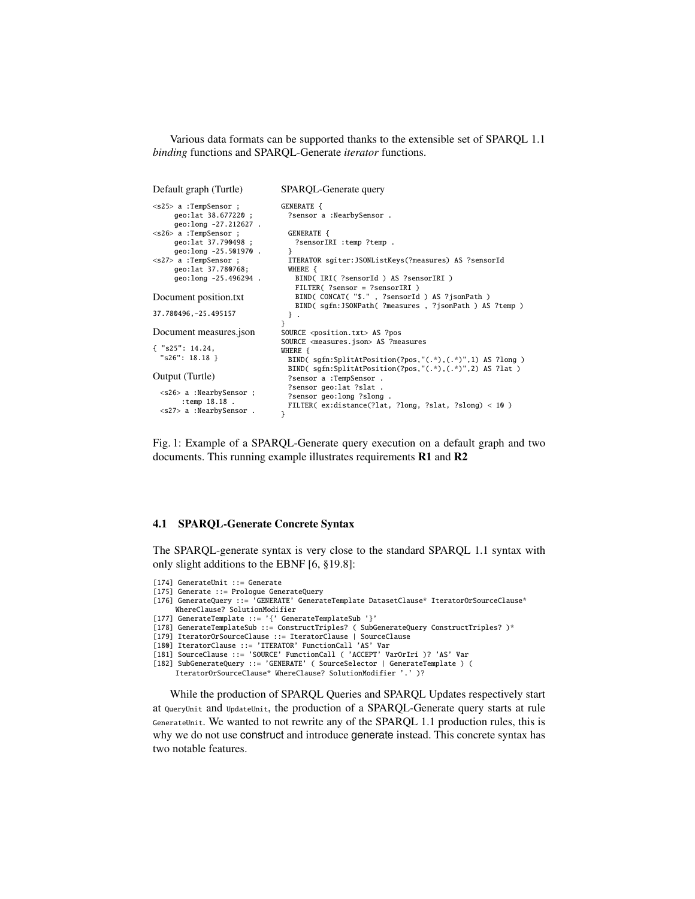Various data formats can be supported thanks to the extensible set of SPARQL 1.1 *binding* functions and SPARQL-Generate *iterator* functions.

Default graph (Turtle)

```
<s25> a :TempSensor ;
     geo:lat 38.677220 ;
     geo:long -27.212627 .
<s26> a :TempSensor ;
     geo:lat 37.790498 ;
     geo:long -25.501970 .
<s27> a :TempSensor ;
     geo:lat 37.780768;
     geo:long -25.496294 .
```

Document position.txt

```
37.780496,-25.495157
```

Document measures.json

```
{ "s25": 14.24,
  "s26": 18.18 }
```

Output (Turtle)

```
<s26> a :NearbySensor ;
      :temp 18.18 .
<s27> a :NearbySensor .
```

SPARQL-Generate query

```
GENERATE {
  ?sensor a :NearbySensor .

  GENERATE {
    ?sensorIRI :temp ?temp .
  }
  ITERATOR sgiter:JSONListKeys(?measures) AS ?sensorId
  WHERE {
    BIND( IRI( ?sensorId ) AS ?sensorIRI )
    FILTER( ?sensor = ?sensorIRI )
    BIND( CONCAT( "$." , ?sensorId ) AS ?jsonPath )
    BIND( sgfn:JSONPath( ?measures , ?jsonPath ) AS ?temp )
  } .
}
SOURCE <position.txt> AS ?pos
SOURCE <measures.json> AS ?measures
WHERE {
  BIND( sgfn:SplitAtPosition(?pos,"(.*),(.*)",1) AS ?long )
  BIND( sgfn:SplitAtPosition(?pos,"(.*),(.*)",2) AS ?lat )
  ?sensor a :TempSensor .
  ?sensor geo:lat ?slat .
  ?sensor geo:long ?slong .
  FILTER( ex:distance(?lat, ?long, ?slat, ?slong) < 10 )
}
```

Fig. 1: Example of a SPARQL-Generate query execution on a default graph and two documents. This running example illustrates requirements **R1** and **R2**

### 4.1 SPARQL-Generate Concrete Syntax

The SPARQL-generate syntax is very close to the standard SPARQL 1.1 syntax with only slight additions to the EBNF [6, §19.8]:

```
[174] GenerateUnit ::= Generate
[175] Generate ::= Prologue GenerateQuery
[176] GenerateQuery ::= 'GENERATE' GenerateTemplate DatasetClause* IteratorOrSourceClause*
     WhereClause? SolutionModifier
[177] GenerateTemplate ::= '{' GenerateTemplateSub '}'
[178] GenerateTemplateSub ::= ConstructTriples? ( SubGenerateQuery ConstructTriples? )*
[179] IteratorOrSourceClause ::= IteratorClause | SourceClause
[180] IteratorClause ::= 'ITERATOR' FunctionCall 'AS' Var
[181] SourceClause ::= 'SOURCE' FunctionCall ( 'ACCEPT' VarOrIri )? 'AS' Var
[182] SubGenerateQuery ::= 'GENERATE' ( SourceSelector | GenerateTemplate ) (
     IteratorOrSourceClause* WhereClause? SolutionModifier '.' )?
```

While the production of SPARQL Queries and SPARQL Updates respectively start at `QueryUnit` and `UpdateUnit`, the production of a SPARQL-Generate query starts at rule `GenerateUnit`. We wanted to not rewrite any of the SPARQL 1.1 production rules, this is why we do not use construct and introduce generate instead. This concrete syntax has two notable features.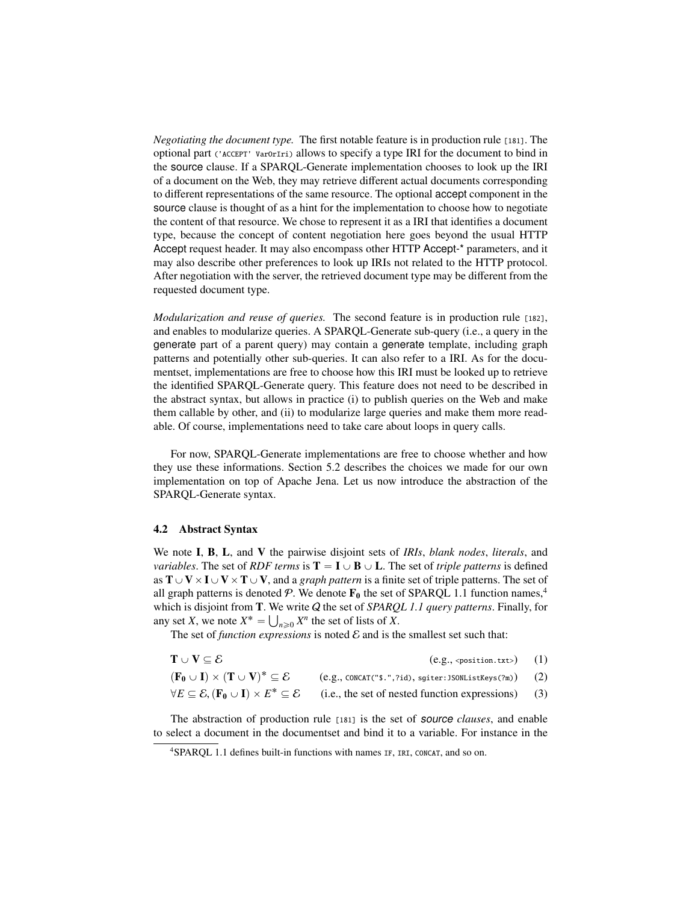*Negotiating the document type.* The first notable feature is in production rule `[181]`. The optional part `('ACCEPT' VarOrIri)` allows to specify a type IRI for the document to bind in the source clause. If a SPARQL-Generate implementation chooses to look up the IRI of a document on the Web, they may retrieve different actual documents corresponding to different representations of the same resource. The optional accept component in the source clause is thought of as a hint for the implementation to choose how to negotiate the content of that resource. We chose to represent it as a IRI that identifies a document type, because the concept of content negotiation here goes beyond the usual HTTP Accept request header. It may also encompass other HTTP Accept-* parameters, and it may also describe other preferences to look up IRIs not related to the HTTP protocol. After negotiation with the server, the retrieved document type may be different from the requested document type.

*Modularization and reuse of queries.* The second feature is in production rule `[182]`, and enables to modularize queries. A SPARQL-Generate sub-query (i.e., a query in the generate part of a parent query) may contain a generate template, including graph patterns and potentially other sub-queries. It can also refer to a IRI. As for the documentset, implementations are free to choose how this IRI must be looked up to retrieve the identified SPARQL-Generate query. This feature does not need to be described in the abstract syntax, but allows in practice (i) to publish queries on the Web and make them callable by other, and (ii) to modularize large queries and make them more readable. Of course, implementations need to take care about loops in query calls.

For now, SPARQL-Generate implementations are free to choose whether and how they use these informations. Section 5.2 describes the choices we made for our own implementation on top of Apache Jena. Let us now introduce the abstraction of the SPARQL-Generate syntax.

### 4.2 Abstract Syntax

We note $\mathbf{I}$, $\mathbf{B}$, $\mathbf{L}$, and $\mathbf{V}$ the pairwise disjoint sets of *IRIs*, *blank nodes*, *literals*, and *variables*. The set of *RDF terms* is $\mathbf{T} = \mathbf{I} \cup \mathbf{B} \cup \mathbf{L}$. The set of *triple patterns* is defined as $\mathbf{T} \cup \mathbf{V} \times \mathbf{I} \cup \mathbf{V} \times \mathbf{T} \cup \mathbf{V}$, and a *graph pattern* is a finite set of triple patterns. The set of all graph patterns is denoted $\mathcal{P}$. We denote $\mathbf{F_0}$ the set of SPARQL 1.1 function names,[4] which is disjoint from $\mathbf{T}$. We write $Q$ the set of *SPARQL 1.1 query patterns*. Finally, for any set $X$, we note $X^* = \bigcup_{n \geqslant 0} X^n$ the set of lists of $X$.

The set of *function expressions* is noted $\mathcal{E}$ and is the smallest set such that:

$$\mathbf{T} \cup \mathbf{V} \subseteq \mathcal{E} \quad \text{(e.g., <position.txt>)} \tag{1}$$

$$(\mathbf{F_0} \cup \mathbf{I}) \times (\mathbf{T} \cup \mathbf{V})^* \subseteq \mathcal{E} \quad \text{(e.g., CONCAT("\$.",?id), sgiter:JSONListKeys(?m))} \tag{2}$$

$$\forall E \subseteq \mathcal{E}, (\mathbf{F_0} \cup \mathbf{I}) \times E^* \subseteq \mathcal{E} \quad \text{(i.e., the set of nested function expressions)} \tag{3}$$

The abstraction of production rule `[181]` is the set of *source clauses*, and enable to select a document in the documentset and bind it to a variable. For instance in the

[4] SPARQL 1.1 defines built-in functions with names `IF`, `IRI`, `CONCAT`, and so on.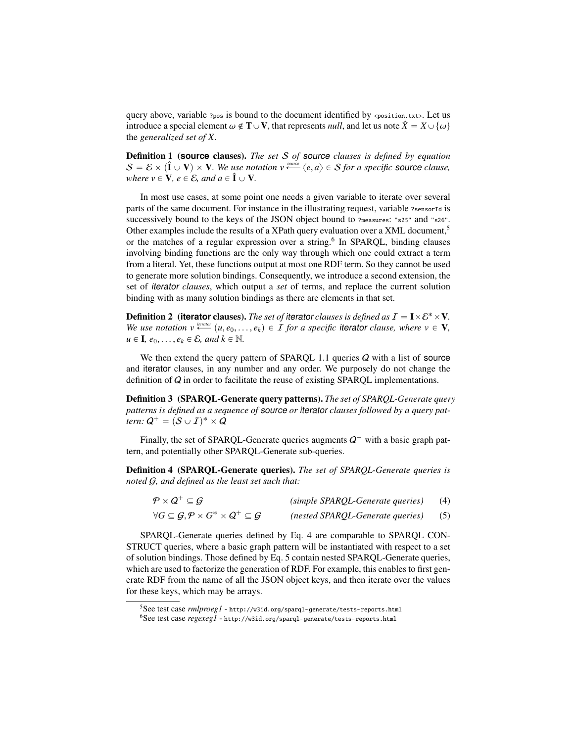query above, variable `?pos` is bound to the document identified by `<position.txt>`. Let us introduce a special element $\omega \notin \mathbf{T} \cup \mathbf{V}$, that represents *null*, and let us note $\hat{X} = X \cup \{\omega\}$ the *generalized set of X*.

**Definition 1 (source clauses).** *The set $\mathcal{S}$ of* source *clauses is defined by equation $\mathcal{S} = \mathcal{E} \times (\hat{\mathbf{I}} \cup \mathbf{V}) \times \mathbf{V}$. We use notation $v \xleftarrow{source} \langle e, a \rangle \in \mathcal{S}$ for a specific* source *clause, where $v \in \mathbf{V}$, $e \in \mathcal{E}$, and $a \in \hat{\mathbf{I}} \cup \mathbf{V}$.*

In most use cases, at some point one needs a given variable to iterate over several parts of the same document. For instance in the illustrating request, variable `?sensorId` is successively bound to the keys of the JSON object bound to `?measures`: `"s25"` and `"s26"`. Other examples include the results of a XPath query evaluation over a XML document,[5] or the matches of a regular expression over a string.[6] In SPARQL, binding clauses involving binding functions are the only way through which one could extract a term from a literal. Yet, these functions output at most one RDF term. So they cannot be used to generate more solution bindings. Consequently, we introduce a second extension, the set of *iterator clauses*, which output a *set* of terms, and replace the current solution binding with as many solution bindings as there are elements in that set.

**Definition 2 (iterator clauses).** *The set of* iterator *clauses is defined as $\mathcal{I} = \mathbf{I} \times \mathcal{E}^* \times \mathbf{V}$. We use notation $v \xleftarrow{iterator} (u, e_0, \ldots, e_k) \in \mathcal{I}$ for a specific* iterator *clause, where $v \in \mathbf{V}$, $u \in \mathbf{I}$, $e_0, \ldots, e_k \in \mathcal{E}$, and $k \in \mathbb{N}$.*

We then extend the query pattern of SPARQL 1.1 queries $\mathcal{Q}$ with a list of source and iterator clauses, in any number and any order. We purposely do not change the definition of $\mathcal{Q}$ in order to facilitate the reuse of existing SPARQL implementations.

**Definition 3 (SPARQL-Generate query patterns).** *The set of SPARQL-Generate query patterns is defined as a sequence of* source *or* iterator *clauses followed by a query pattern: $\mathcal{Q}^+ = (\mathcal{S} \cup \mathcal{I})^* \times \mathcal{Q}$*

Finally, the set of SPARQL-Generate queries augments $\mathcal{Q}^+$ with a basic graph pattern, and potentially other SPARQL-Generate sub-queries.

**Definition 4 (SPARQL-Generate queries).** *The set of SPARQL-Generate queries is noted $\mathcal{G}$, and defined as the least set such that:*

$$\mathcal{P} \times \mathcal{Q}^+ \subseteq \mathcal{G} \qquad \textit{(simple SPARQL-Generate queries)} \tag{4}$$

$$\forall G \subseteq \mathcal{G}, \mathcal{P} \times G^* \times \mathcal{Q}^+ \subseteq \mathcal{G} \qquad \textit{(nested SPARQL-Generate queries)} \tag{5}$$

SPARQL-Generate queries defined by Eq. 4 are comparable to SPARQL CONSTRUCT queries, where a basic graph pattern will be instantiated with respect to a set of solution bindings. Those defined by Eq. 5 contain nested SPARQL-Generate queries, which are used to factorize the generation of RDF. For example, this enables to first generate RDF from the name of all the JSON object keys, and then iterate over the values for these keys, which may be arrays.

---

[5] See test case *rmlproeg1* - `http://w3id.org/sparql-generate/tests-reports.html`

[6] See test case *regexeg1* - `http://w3id.org/sparql-generate/tests-reports.html`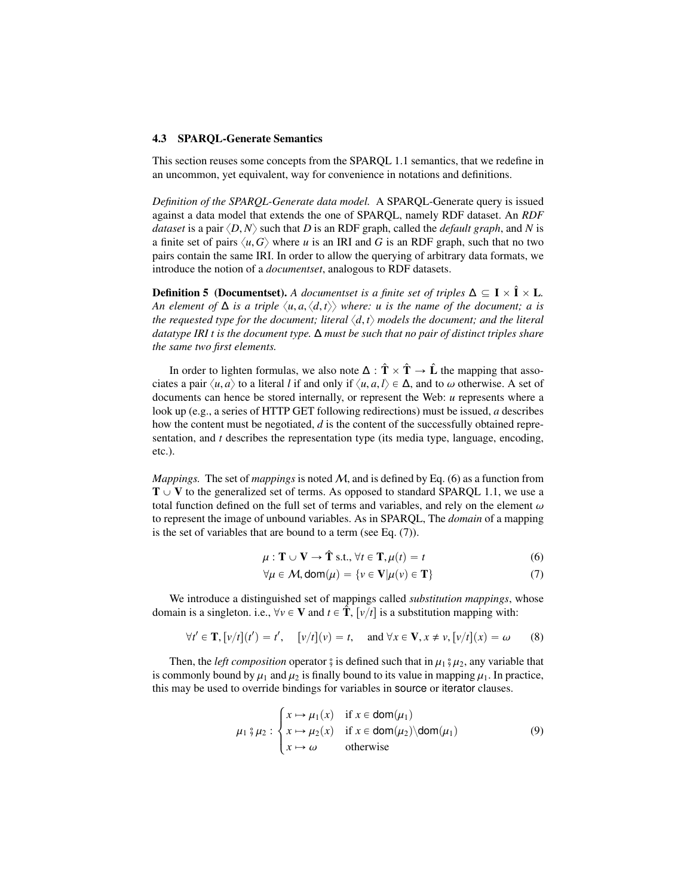### 4.3 SPARQL-Generate Semantics

This section reuses some concepts from the SPARQL 1.1 semantics, that we redefine in an uncommon, yet equivalent, way for convenience in notations and definitions.

*Definition of the SPARQL-Generate data model.* A SPARQL-Generate query is issued against a data model that extends the one of SPARQL, namely RDF dataset. An *RDF dataset* is a pair $\langle D, N \rangle$ such that $D$ is an RDF graph, called the *default graph*, and $N$ is a finite set of pairs $\langle u, G \rangle$ where $u$ is an IRI and $G$ is an RDF graph, such that no two pairs contain the same IRI. In order to allow the querying of arbitrary data formats, we introduce the notion of a *documentset*, analogous to RDF datasets.

**Definition 5 (Documentset).** *A documentset is a finite set of triples $\Delta \subseteq \mathbf{I} \times \hat{\mathbf{I}} \times \mathbf{L}$. An element of $\Delta$ is a triple $\langle u, a, \langle d, t \rangle \rangle$ where: $u$ is the name of the document; $a$ is the requested type for the document; literal $\langle d, t \rangle$ models the document; and the literal datatype IRI $t$ is the document type. $\Delta$ must be such that no pair of distinct triples share the same two first elements.*

In order to lighten formulas, we also note $\Delta : \hat{\mathbf{T}} \times \hat{\mathbf{T}} \rightarrow \hat{\mathbf{L}}$ the mapping that associates a pair $\langle u, a \rangle$ to a literal $l$ if and only if $\langle u, a, l \rangle \in \Delta$, and to $\omega$ otherwise. A set of documents can hence be stored internally, or represent the Web: $u$ represents where a look up (e.g., a series of HTTP GET following redirections) must be issued, $a$ describes how the content must be negotiated, $d$ is the content of the successfully obtained representation, and $t$ describes the representation type (its media type, language, encoding, etc.).

*Mappings.* The set of *mappings* is noted $\mathcal{M}$, and is defined by Eq. (6) as a function from $\mathbf{T} \cup \mathbf{V}$ to the generalized set of terms. As opposed to standard SPARQL 1.1, we use a total function defined on the full set of terms and variables, and rely on the element $\omega$ to represent the image of unbound variables. As in SPARQL, The *domain* of a mapping is the set of variables that are bound to a term (see Eq. (7)).

$$\mu : \mathbf{T} \cup \mathbf{V} \rightarrow \hat{\mathbf{T}} \text{ s.t., } \forall t \in \mathbf{T}, \mu(t) = t \tag{6}$$

$$\forall \mu \in \mathcal{M}, \mathsf{dom}(\mu) = \{v \in \mathbf{V} | \mu(v) \in \mathbf{T}\} \tag{7}$$

We introduce a distinguished set of mappings called *substitution mappings*, whose domain is a singleton. i.e., $\forall v \in \mathbf{V}$ and $t \in \hat{\mathbf{T}}$, $[v/t]$ is a substitution mapping with:

$$\forall t' \in \mathbf{T}, [v/t](t') = t', \quad [v/t](v) = t, \quad \text{and } \forall x \in \mathbf{V}, x \neq v, [v/t](x) = \omega \tag{8}$$

Then, the *left composition* operator $\fatsemi$ is defined such that in $\mu_1 \fatsemi \mu_2$, any variable that is commonly bound by $\mu_1$ and $\mu_2$ is finally bound to its value in mapping $\mu_1$. In practice, this may be used to override bindings for variables in source or iterator clauses.

$$\mu_1 \fatsemi \mu_2 : \begin{cases} x \mapsto \mu_1(x) & \text{if } x \in \mathsf{dom}(\mu_1) \\ x \mapsto \mu_2(x) & \text{if } x \in \mathsf{dom}(\mu_2) \backslash \mathsf{dom}(\mu_1) \\ x \mapsto \omega & \text{otherwise} \end{cases} \tag{9}$$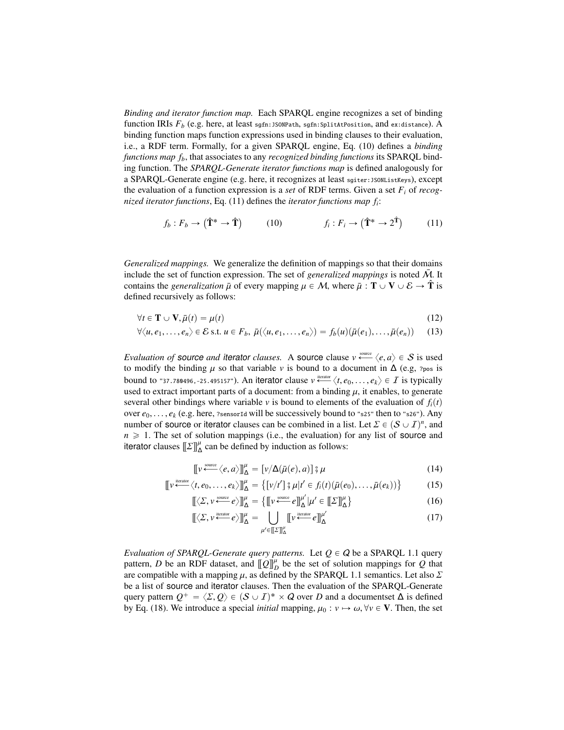*Binding and iterator function map.* Each SPARQL engine recognizes a set of binding function IRIs $F_b$ (e.g. here, at least `sgfn:JSONPath`, `sgfn:SplitAtPosition`, and `ex:distance`). A binding function maps function expressions used in binding clauses to their evaluation, i.e., a RDF term. Formally, for a given SPARQL engine, Eq. (10) defines a *binding functions map* $f_b$, that associates to any *recognized binding functions* its SPARQL binding function. The *SPARQL-Generate iterator functions map* is defined analogously for a SPARQL-Generate engine (e.g. here, it recognizes at least `sgiter:JSONListKeys`), except the evaluation of a function expression is a *set* of RDF terms. Given a set $F_i$ of *recognized iterator functions*, Eq. (11) defines the *iterator functions map* $f_i$:

$$f_b : F_b \to \left(\hat{\mathbf{T}}^* \to \hat{\mathbf{T}}\right) \qquad (10) \qquad\qquad f_i : F_i \to \left(\hat{\mathbf{T}}^* \to 2^{\hat{\mathbf{T}}}\right) \qquad (11)$$

*Generalized mappings.* We generalize the definition of mappings so that their domains include the set of function expression. The set of *generalized mappings* is noted $\bar{\mathcal{M}}$. It contains the *generalization* $\bar{\mu}$ of every mapping $\mu \in \mathcal{M}$, where $\bar{\mu} : \mathbf{T} \cup \mathbf{V} \cup \mathcal{E} \to \hat{\mathbf{T}}$ is defined recursively as follows:

$$\forall t \in \mathbf{T} \cup \mathbf{V}, \bar{\mu}(t) = \mu(t) \tag{12}$$

$$\forall \langle u, e_1, \ldots, e_n \rangle \in \mathcal{E} \text{ s.t. } u \in F_b,\ \bar{\mu}(\langle u, e_1, \ldots, e_n \rangle) = f_b(u)(\bar{\mu}(e_1), \ldots, \bar{\mu}(e_n)) \tag{13}$$

*Evaluation of* source *and* iterator *clauses.* A source clause $v \xleftarrow{\text{source}} \langle e, a \rangle \in \mathcal{S}$ is used to modify the binding $\mu$ so that variable $v$ is bound to a document in $\Delta$ (e.g, `?pos` is bound to `"37.780496,-25.495157"`). An iterator clause $v \xleftarrow{\text{iterator}} \langle t, e_0, \ldots, e_k \rangle \in \mathcal{I}$ is typically used to extract important parts of a document: from a binding $\mu$, it enables, to generate several other bindings where variable $v$ is bound to elements of the evaluation of $f_i(t)$ over $e_0, \ldots, e_k$ (e.g. here, `?sensorId` will be successively bound to `"s25"` then to `"s26"`). Any number of source or iterator clauses can be combined in a list. Let $\Sigma \in (\mathcal{S} \cup \mathcal{I})^n$, and $n \geqslant 1$. The set of solution mappings (i.e., the evaluation) for any list of source and iterator clauses $[\![\Sigma]\!]^{\mu}_{\Delta}$ can be defined by induction as follows:

$$[\![v \xleftarrow{\text{source}} \langle e, a \rangle]\!]^{\mu}_{\Delta} = [v / \Delta(\bar{\mu}(e), a)] \circ \mu \tag{14}$$

$$[\![v \xleftarrow{\text{iterator}} \langle t, e_0, \ldots, e_k \rangle]\!]^{\mu}_{\Delta} = \left\{ [v/t'] \circ \mu \,|\, t' \in f_i(t)(\bar{\mu}(e_0), \ldots, \bar{\mu}(e_k)) \right\} \tag{15}$$

$$[\![\langle \Sigma, v \xleftarrow{\text{source}} e \rangle]\!]^{\mu}_{\Delta} = \left\{ [\![v \xleftarrow{\text{source}} e]\!]^{\mu'}_{\Delta} | \mu' \in [\![\Sigma]\!]^{\mu}_{\Delta} \right\} \tag{16}$$

$$[\![\langle \Sigma, v \xleftarrow{\text{iterator}} e \rangle]\!]^{\mu}_{\Delta} = \bigcup_{\mu' \in [\![\Sigma]\!]^{\mu}_{\Delta}} [\![v \xleftarrow{\text{iterator}} e]\!]^{\mu'}_{\Delta} \tag{17}$$

*Evaluation of SPARQL-Generate query patterns.* Let $Q \in \mathcal{Q}$ be a SPARQL 1.1 query pattern, $D$ be an RDF dataset, and $[\![Q]\!]^{\mu}_{D}$ be the set of solution mappings for $Q$ that are compatible with a mapping $\mu$, as defined by the SPARQL 1.1 semantics. Let also $\Sigma$ be a list of source and iterator clauses. Then the evaluation of the SPARQL-Generate query pattern $Q^+ = \langle \Sigma, Q \rangle \in (\mathcal{S} \cup \mathcal{I})^* \times \mathcal{Q}$ over $D$ and a documentset $\Delta$ is defined by Eq. (18). We introduce a special *initial* mapping, $\mu_0 : v \mapsto \omega, \forall v \in \mathbf{V}$. Then, the set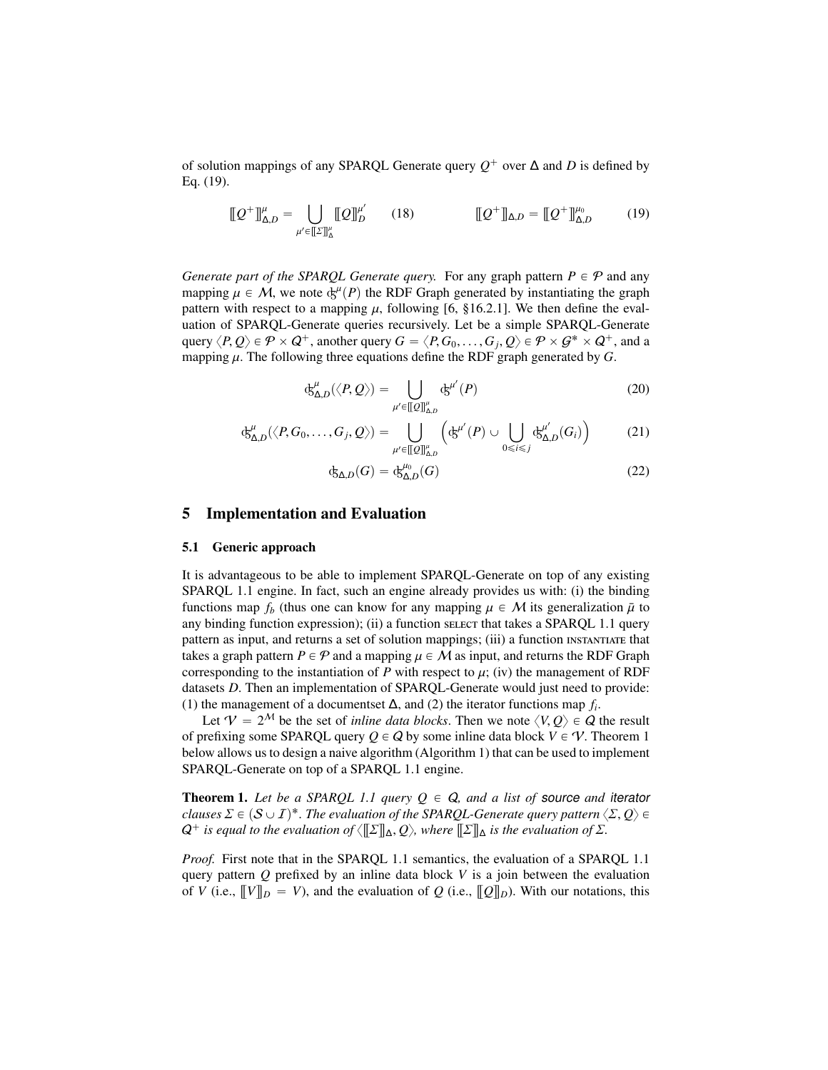of solution mappings of any SPARQL Generate query $Q^+$ over $\Delta$ and $D$ is defined by Eq. (19).

$$[\![Q^+]\!]^{\mu}_{\Delta,D} = \bigcup_{\mu' \in [\![\Sigma]\!]^{\mu}_{\Delta}} [\![Q]\!]^{\mu'}_{D} \qquad (18) \qquad\qquad [\![Q^+]\!]_{\Delta,D} = [\![Q^+]\!]^{\mu_0}_{\Delta,D} \qquad (19)$$

*Generate part of the SPARQL Generate query.* For any graph pattern $P \in \mathcal{P}$ and any mapping $\mu \in \mathcal{M}$, we note $\mathfrak{G}^{\mu}(P)$ the RDF Graph generated by instantiating the graph pattern with respect to a mapping $\mu$, following [6, §16.2.1]. We then define the evaluation of SPARQL-Generate queries recursively. Let be a simple SPARQL-Generate query $\langle P, Q \rangle \in \mathcal{P} \times Q^+$, another query $G = \langle P, G_0, \ldots, G_j, Q \rangle \in \mathcal{P} \times \mathcal{G}^* \times Q^+$, and a mapping $\mu$. The following three equations define the RDF graph generated by $G$.

$$\mathfrak{G}^{\mu}_{\Delta,D}(\langle P, Q \rangle) = \bigcup_{\mu' \in [\![Q]\!]^{\mu}_{\Delta,D}} \mathfrak{G}^{\mu'}(P) \qquad (20)$$

$$\mathfrak{G}^{\mu}_{\Delta,D}(\langle P, G_0, \ldots, G_j, Q \rangle) = \bigcup_{\mu' \in [\![Q]\!]^{\mu}_{\Delta,D}} \Big( \mathfrak{G}^{\mu'}(P) \cup \bigcup_{0 \leqslant i \leqslant j} \mathfrak{G}^{\mu'}_{\Delta,D}(G_i) \Big) \qquad (21)$$

$$\mathfrak{G}_{\Delta,D}(G) = \mathfrak{G}^{\mu_0}_{\Delta,D}(G) \qquad (22)$$

## 5 Implementation and Evaluation

### 5.1 Generic approach

It is advantageous to be able to implement SPARQL-Generate on top of any existing SPARQL 1.1 engine. In fact, such an engine already provides us with: (i) the binding functions map $f_b$ (thus one can know for any mapping $\mu \in \mathcal{M}$ its generalization $\bar{\mu}$ to any binding function expression); (ii) a function SELECT that takes a SPARQL 1.1 query pattern as input, and returns a set of solution mappings; (iii) a function INSTANTIATE that takes a graph pattern $P \in \mathcal{P}$ and a mapping $\mu \in \mathcal{M}$ as input, and returns the RDF Graph corresponding to the instantiation of $P$ with respect to $\mu$; (iv) the management of RDF datasets $D$. Then an implementation of SPARQL-Generate would just need to provide: (1) the management of a documentset $\Delta$, and (2) the iterator functions map $f_i$.

Let $\mathcal{V} = 2^{\mathcal{M}}$ be the set of *inline data blocks*. Then we note $\langle V, Q \rangle \in Q$ the result of prefixing some SPARQL query $Q \in Q$ by some inline data block $V \in \mathcal{V}$. Theorem 1 below allows us to design a naive algorithm (Algorithm 1) that can be used to implement SPARQL-Generate on top of a SPARQL 1.1 engine.

**Theorem 1.** *Let be a SPARQL 1.1 query $Q \in Q$, and a list of* source *and* iterator *clauses $\Sigma \in (\mathcal{S} \cup \mathcal{I})^*$. The evaluation of the SPARQL-Generate query pattern $\langle \Sigma, Q \rangle \in Q^+$ is equal to the evaluation of $\langle [\![\Sigma]\!]_{\Delta}, Q \rangle$, where $[\![\Sigma]\!]_{\Delta}$ is the evaluation of $\Sigma$.*

*Proof.* First note that in the SPARQL 1.1 semantics, the evaluation of a SPARQL 1.1 query pattern $Q$ prefixed by an inline data block $V$ is a join between the evaluation of $V$ (i.e., $[\![V]\!]_D = V$), and the evaluation of $Q$ (i.e., $[\![Q]\!]_D$). With our notations, this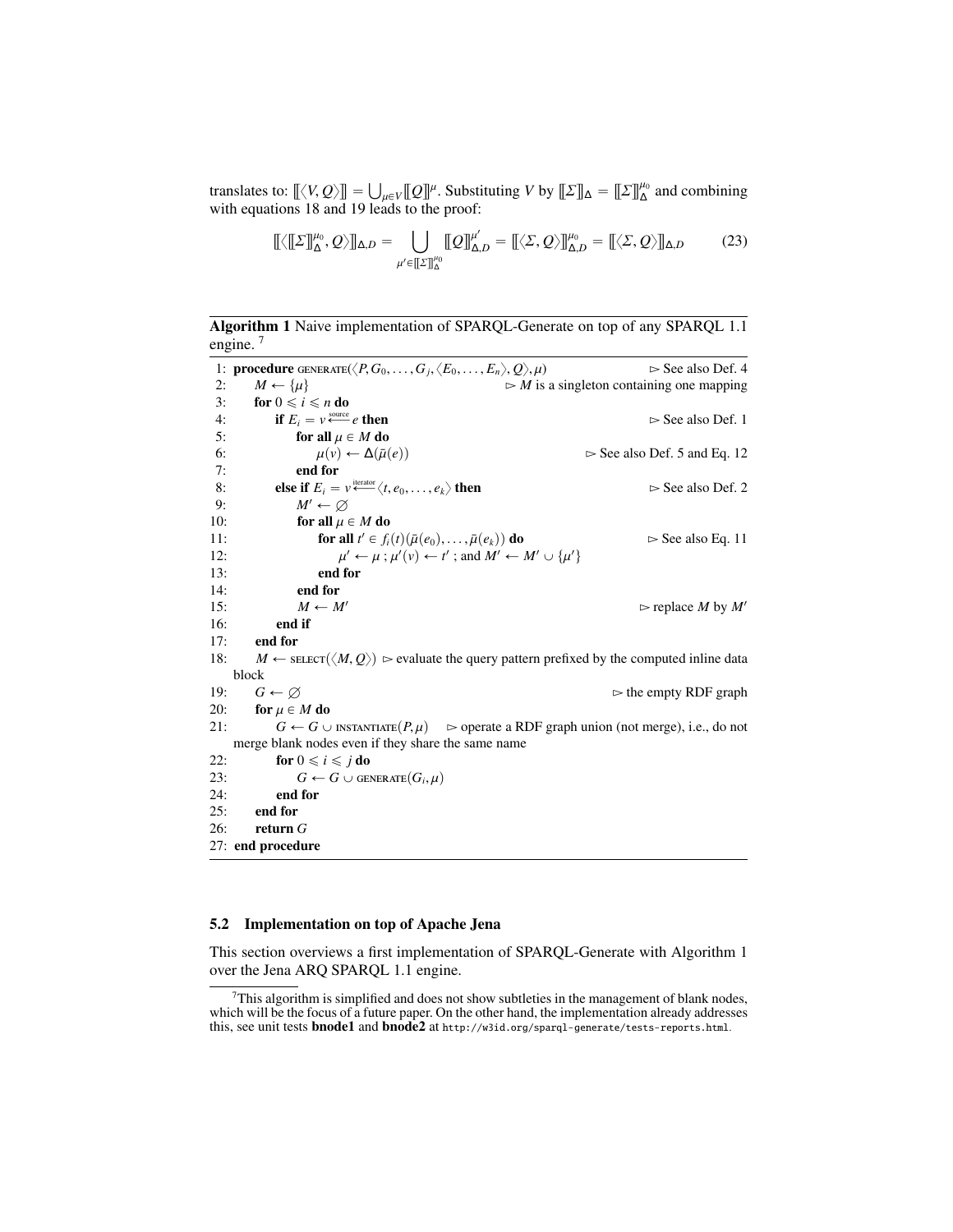translates to: $[\![\langle V, Q\rangle]\!] = \bigcup_{\mu \in V} [\![Q]\!]^{\mu}$. Substituting $V$ by $[\![\Sigma]\!]_{\Delta} = [\![\Sigma]\!]^{\mu_0}_{\Delta}$ and combining with equations 18 and 19 leads to the proof:

$$[\![\langle [\![\Sigma]\!]^{\mu_0}_{\Delta}, Q\rangle]\!]_{\Delta,D} = \bigcup_{\mu' \in [\![\Sigma]\!]^{\mu_0}_{\Delta}} [\![Q]\!]^{\mu'}_{\Delta,D} = [\![\langle \Sigma, Q\rangle]\!]^{\mu_0}_{\Delta,D} = [\![\langle \Sigma, Q\rangle]\!]_{\Delta,D} \tag{23}$$

**Algorithm 1** Naive implementation of SPARQL-Generate on top of any SPARQL 1.1 engine. [7]

```
 1: procedure GENERATE(⟨P, G_0, ..., G_j, ⟨E_0, ..., E_n⟩, Q⟩, μ)        ▷ See also Def. 4
 2:     M ← {μ}                                ▷ M is a singleton containing one mapping
 3:     for 0 ⩽ i ⩽ n do
 4:         if E_i = v ←(source)– e then                                 ▷ See also Def. 1
 5:             for all μ ∈ M do
 6:                 μ(v) ← Δ(μ̄(e))                           ▷ See also Def. 5 and Eq. 12
 7:             end for
 8:         else if E_i = v ←(iterator)– ⟨t, e_0, ..., e_k⟩ then           ▷ See also Def. 2
 9:             M' ← ∅
10:             for all μ ∈ M do
11:                 for all t' ∈ f_i(t)(μ̄(e_0), ..., μ̄(e_k)) do             ▷ See also Eq. 11
12:                     μ' ← μ ; μ'(v) ← t' ; and M' ← M' ∪ {μ'}
13:                 end for
14:             end for
15:             M ← M'                                              ▷ replace M by M'
16:         end if
17:     end for
18:     M ← SELECT(⟨M, Q⟩) ▷ evaluate the query pattern prefixed by the computed inline data
    block
19:     G ← ∅                                                    ▷ the empty RDF graph
20:     for μ ∈ M do
21:         G ← G ∪ INSTANTIATE(P, μ)    ▷ operate a RDF graph union (not merge), i.e., do not
    merge blank nodes even if they share the same name
22:         for 0 ⩽ i ⩽ j do
23:             G ← G ∪ GENERATE(G_i, μ)
24:         end for
25:     end for
26:     return G
27: end procedure
```

### 5.2 Implementation on top of Apache Jena

This section overviews a first implementation of SPARQL-Generate with Algorithm 1 over the Jena ARQ SPARQL 1.1 engine.

[7] This algorithm is simplified and does not show subtleties in the management of blank nodes, which will be the focus of a future paper. On the other hand, the implementation already addresses this, see unit tests **bnode1** and **bnode2** at `http://w3id.org/sparql-generate/tests-reports.html`.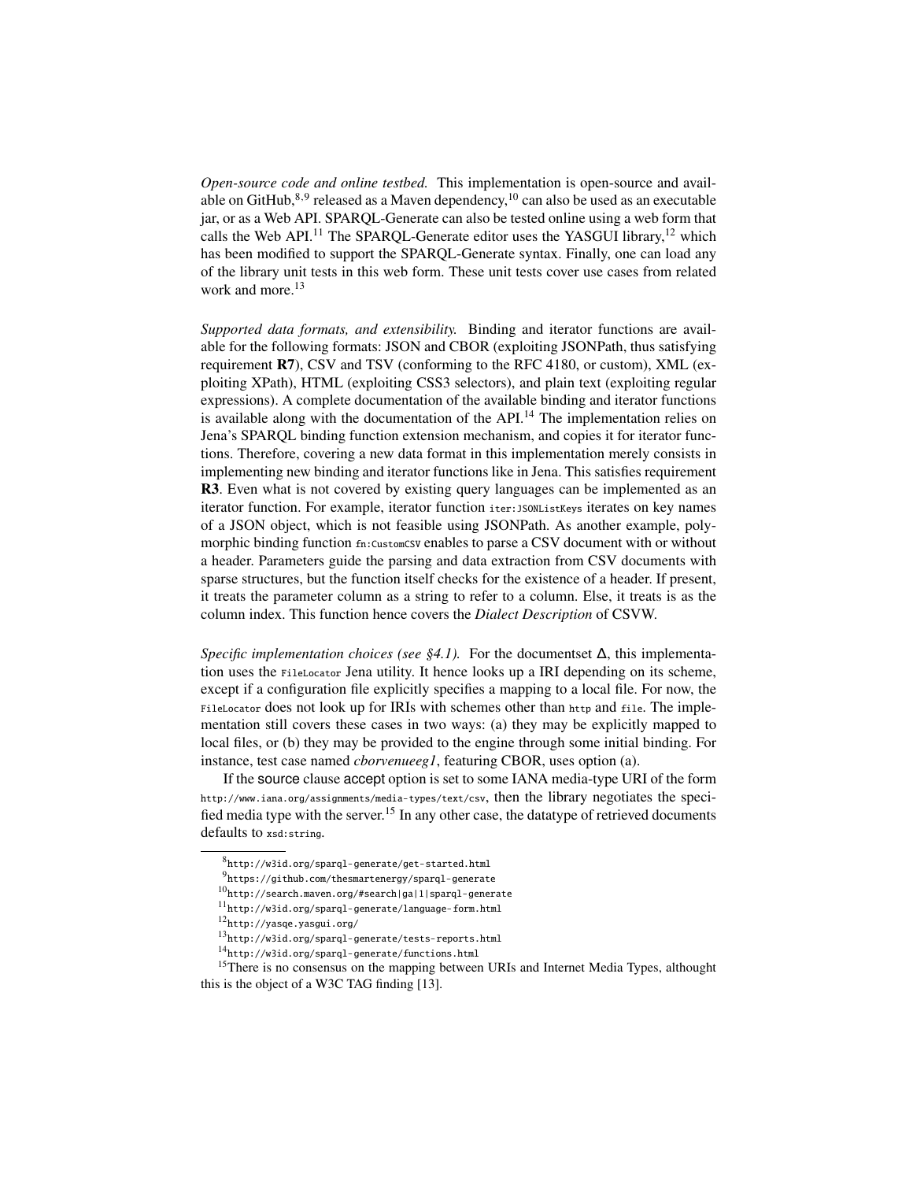*Open-source code and online testbed.* This implementation is open-source and available on GitHub,[8,9] released as a Maven dependency,[10] can also be used as an executable jar, or as a Web API. SPARQL-Generate can also be tested online using a web form that calls the Web API.[11] The SPARQL-Generate editor uses the YASGUI library,[12] which has been modified to support the SPARQL-Generate syntax. Finally, one can load any of the library unit tests in this web form. These unit tests cover use cases from related work and more.[13]

*Supported data formats, and extensibility.* Binding and iterator functions are available for the following formats: JSON and CBOR (exploiting JSONPath, thus satisfying requirement **R7**), CSV and TSV (conforming to the RFC 4180, or custom), XML (exploiting XPath), HTML (exploiting CSS3 selectors), and plain text (exploiting regular expressions). A complete documentation of the available binding and iterator functions is available along with the documentation of the API.[14] The implementation relies on Jena's SPARQL binding function extension mechanism, and copies it for iterator functions. Therefore, covering a new data format in this implementation merely consists in implementing new binding and iterator functions like in Jena. This satisfies requirement **R3**. Even what is not covered by existing query languages can be implemented as an iterator function. For example, iterator function `iter:JSONListKeys` iterates on key names of a JSON object, which is not feasible using JSONPath. As another example, polymorphic binding function `fn:CustomCSV` enables to parse a CSV document with or without a header. Parameters guide the parsing and data extraction from CSV documents with sparse structures, but the function itself checks for the existence of a header. If present, it treats the parameter column as a string to refer to a column. Else, it treats is as the column index. This function hence covers the *Dialect Description* of CSVW.

*Specific implementation choices (see §4.1).* For the documentset $\Delta$, this implementation uses the `FileLocator` Jena utility. It hence looks up a IRI depending on its scheme, except if a configuration file explicitly specifies a mapping to a local file. For now, the `FileLocator` does not look up for IRIs with schemes other than `http` and `file`. The implementation still covers these cases in two ways: (a) they may be explicitly mapped to local files, or (b) they may be provided to the engine through some initial binding. For instance, test case named *cborvenueeg1*, featuring CBOR, uses option (a).

If the source clause accept option is set to some IANA media-type URI of the form `http://www.iana.org/assignments/media-types/text/csv`, then the library negotiates the specified media type with the server.[15] In any other case, the datatype of retrieved documents defaults to `xsd:string`.

---

[8] `http://w3id.org/sparql-generate/get-started.html`

[9] `https://github.com/thesmartenergy/sparql-generate`

[10] `http://search.maven.org/#search|ga|1|sparql-generate`

[11] `http://w3id.org/sparql-generate/language-form.html`

[12] `http://yasqe.yasgui.org/`

[13] `http://w3id.org/sparql-generate/tests-reports.html`

[14] `http://w3id.org/sparql-generate/functions.html`

[15] There is no consensus on the mapping between URIs and Internet Media Types, althought this is the object of a W3C TAG finding [13].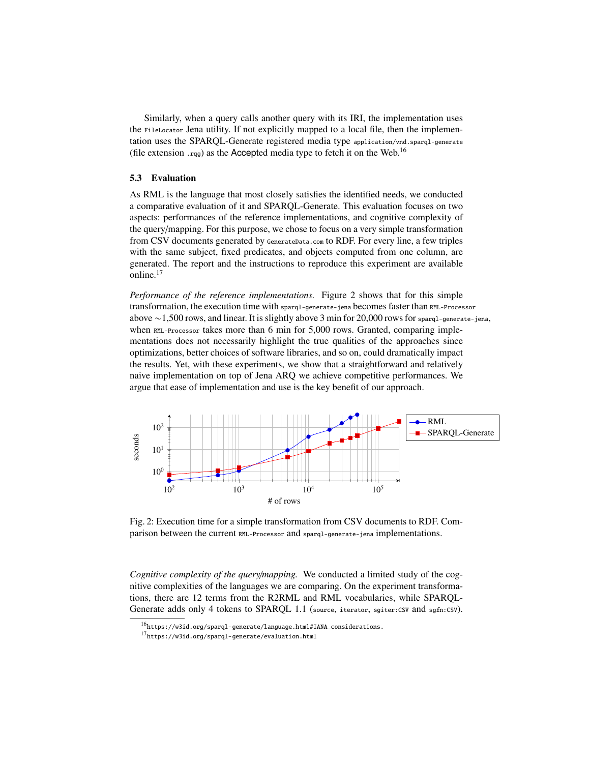Similarly, when a query calls another query with its IRI, the implementation uses the `FileLocator` Jena utility. If not explicitly mapped to a local file, then the implementation uses the SPARQL-Generate registered media type `application/vnd.sparql-generate` (file extension `.rqg`) as the Accepted media type to fetch it on the Web.[16]

### 5.3 Evaluation

As RML is the language that most closely satisfies the identified needs, we conducted a comparative evaluation of it and SPARQL-Generate. This evaluation focuses on two aspects: performances of the reference implementations, and cognitive complexity of the query/mapping. For this purpose, we chose to focus on a very simple transformation from CSV documents generated by `GenerateData.com` to RDF. For every line, a few triples with the same subject, fixed predicates, and objects computed from one column, are generated. The report and the instructions to reproduce this experiment are available online.[17]

*Performance of the reference implementations.* Figure 2 shows that for this simple transformation, the execution time with `sparql-generate-jena` becomes faster than `RML-Processor` above ∼1,500 rows, and linear. It is slightly above 3 min for 20,000 rows for `sparql-generate-jena`, when `RML-Processor` takes more than 6 min for 5,000 rows. Granted, comparing implementations does not necessarily highlight the true qualities of the approaches since optimizations, better choices of software libraries, and so on, could dramatically impact the results. Yet, with these experiments, we show that a straightforward and relatively naive implementation on top of Jena ARQ we achieve competitive performances. We argue that ease of implementation and use is the key benefit of our approach.

Fig. 2: Execution time for a simple transformation from CSV documents to RDF. Comparison between the current `RML-Processor` and `sparql-generate-jena` implementations.

*Cognitive complexity of the query/mapping.* We conducted a limited study of the cognitive complexities of the languages we are comparing. On the experiment transformations, there are 12 terms from the R2RML and RML vocabularies, while SPARQL-Generate adds only 4 tokens to SPARQL 1.1 (`source`, `iterator`, `sgiter:CSV` and `sgfn:CSV`).

[16] https://w3id.org/sparql-generate/language.html#IANA_considerations.

[17] https://w3id.org/sparql-generate/evaluation.html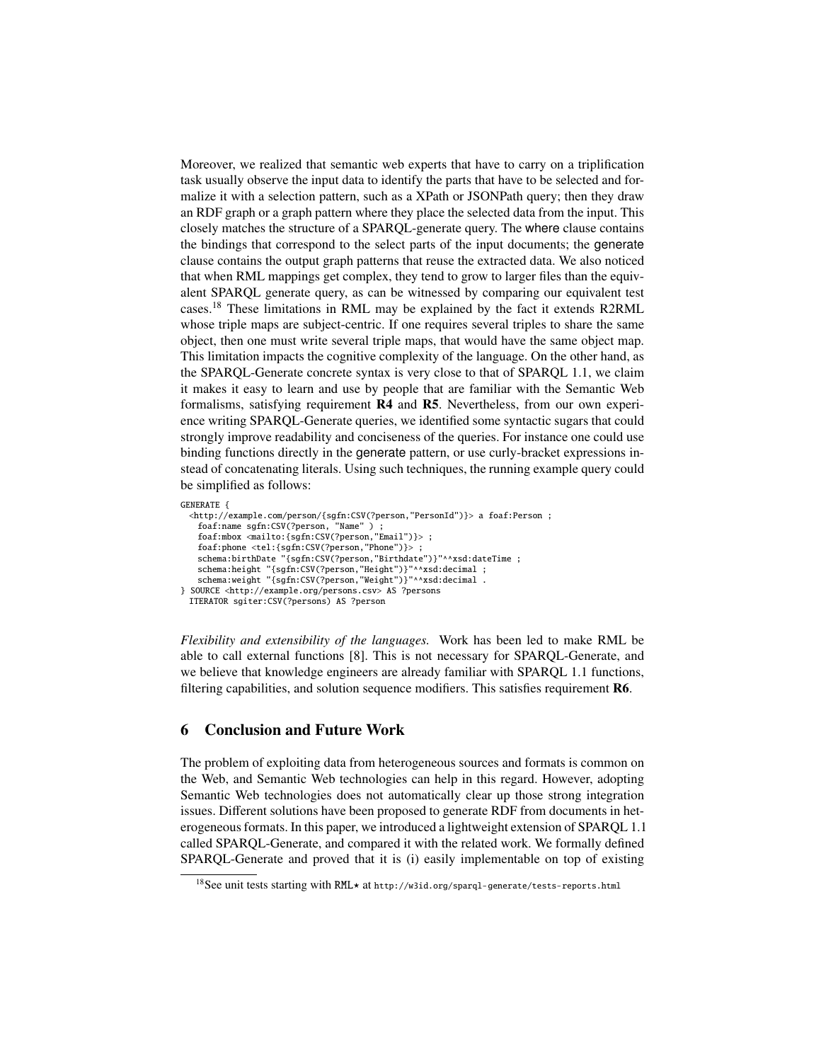Moreover, we realized that semantic web experts that have to carry on a triplification task usually observe the input data to identify the parts that have to be selected and formalize it with a selection pattern, such as a XPath or JSONPath query; then they draw an RDF graph or a graph pattern where they place the selected data from the input. This closely matches the structure of a SPARQL-generate query. The where clause contains the bindings that correspond to the select parts of the input documents; the generate clause contains the output graph patterns that reuse the extracted data. We also noticed that when RML mappings get complex, they tend to grow to larger files than the equivalent SPARQL generate query, as can be witnessed by comparing our equivalent test cases.[18] These limitations in RML may be explained by the fact it extends R2RML whose triple maps are subject-centric. If one requires several triples to share the same object, then one must write several triple maps, that would have the same object map. This limitation impacts the cognitive complexity of the language. On the other hand, as the SPARQL-Generate concrete syntax is very close to that of SPARQL 1.1, we claim it makes it easy to learn and use by people that are familiar with the Semantic Web formalisms, satisfying requirement **R4** and **R5**. Nevertheless, from our own experience writing SPARQL-Generate queries, we identified some syntactic sugars that could strongly improve readability and conciseness of the queries. For instance one could use binding functions directly in the generate pattern, or use curly-bracket expressions instead of concatenating literals. Using such techniques, the running example query could be simplified as follows:

```
GENERATE {
  <http://example.com/person/{sgfn:CSV(?person,"PersonId")}> a foaf:Person ;
    foaf:name sgfn:CSV(?person, "Name" ) ;
    foaf:mbox <mailto:{sgfn:CSV(?person,"Email")}> ;
    foaf:phone <tel:{sgfn:CSV(?person,"Phone")}> ;
    schema:birthDate "{sgfn:CSV(?person,"Birthdate")}"^^xsd:dateTime ;
    schema:height "{sgfn:CSV(?person,"Height")}"^^xsd:decimal ;
    schema:weight "{sgfn:CSV(?person,"Weight")}"^^xsd:decimal .
} SOURCE <http://example.org/persons.csv> AS ?persons
  ITERATOR sgiter:CSV(?persons) AS ?person
```

*Flexibility and extensibility of the languages.* Work has been led to make RML be able to call external functions [8]. This is not necessary for SPARQL-Generate, and we believe that knowledge engineers are already familiar with SPARQL 1.1 functions, filtering capabilities, and solution sequence modifiers. This satisfies requirement **R6**.

## 6 Conclusion and Future Work

The problem of exploiting data from heterogeneous sources and formats is common on the Web, and Semantic Web technologies can help in this regard. However, adopting Semantic Web technologies does not automatically clear up those strong integration issues. Different solutions have been proposed to generate RDF from documents in heterogeneous formats. In this paper, we introduced a lightweight extension of SPARQL 1.1 called SPARQL-Generate, and compared it with the related work. We formally defined SPARQL-Generate and proved that it is (i) easily implementable on top of existing

[18] See unit tests starting with RML* at http://w3id.org/sparql-generate/tests-reports.html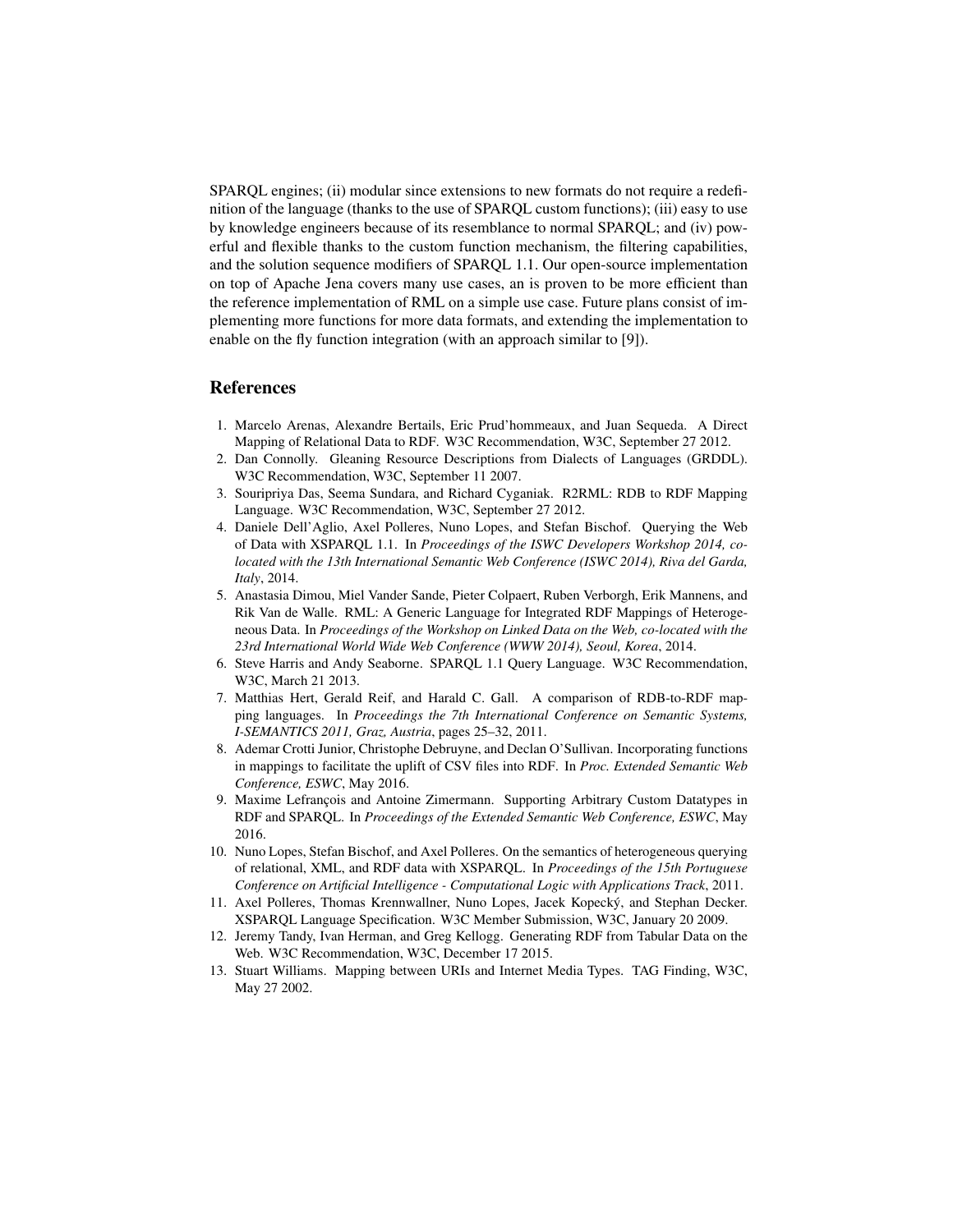SPARQL engines; (ii) modular since extensions to new formats do not require a redefinition of the language (thanks to the use of SPARQL custom functions); (iii) easy to use by knowledge engineers because of its resemblance to normal SPARQL; and (iv) powerful and flexible thanks to the custom function mechanism, the filtering capabilities, and the solution sequence modifiers of SPARQL 1.1. Our open-source implementation on top of Apache Jena covers many use cases, an is proven to be more efficient than the reference implementation of RML on a simple use case. Future plans consist of implementing more functions for more data formats, and extending the implementation to enable on the fly function integration (with an approach similar to [9]).

## References

1. Marcelo Arenas, Alexandre Bertails, Eric Prud'hommeaux, and Juan Sequeda. A Direct Mapping of Relational Data to RDF. W3C Recommendation, W3C, September 27 2012.
2. Dan Connolly. Gleaning Resource Descriptions from Dialects of Languages (GRDDL). W3C Recommendation, W3C, September 11 2007.
3. Souripriya Das, Seema Sundara, and Richard Cyganiak. R2RML: RDB to RDF Mapping Language. W3C Recommendation, W3C, September 27 2012.
4. Daniele Dell'Aglio, Axel Polleres, Nuno Lopes, and Stefan Bischof. Querying the Web of Data with XSPARQL 1.1. In *Proceedings of the ISWC Developers Workshop 2014, co-located with the 13th International Semantic Web Conference (ISWC 2014), Riva del Garda, Italy*, 2014.
5. Anastasia Dimou, Miel Vander Sande, Pieter Colpaert, Ruben Verborgh, Erik Mannens, and Rik Van de Walle. RML: A Generic Language for Integrated RDF Mappings of Heterogeneous Data. In *Proceedings of the Workshop on Linked Data on the Web, co-located with the 23rd International World Wide Web Conference (WWW 2014), Seoul, Korea*, 2014.
6. Steve Harris and Andy Seaborne. SPARQL 1.1 Query Language. W3C Recommendation, W3C, March 21 2013.
7. Matthias Hert, Gerald Reif, and Harald C. Gall. A comparison of RDB-to-RDF mapping languages. In *Proceedings the 7th International Conference on Semantic Systems, I-SEMANTICS 2011, Graz, Austria*, pages 25–32, 2011.
8. Ademar Crotti Junior, Christophe Debruyne, and Declan O'Sullivan. Incorporating functions in mappings to facilitate the uplift of CSV files into RDF. In *Proc. Extended Semantic Web Conference, ESWC*, May 2016.
9. Maxime Lefrançois and Antoine Zimermann. Supporting Arbitrary Custom Datatypes in RDF and SPARQL. In *Proceedings of the Extended Semantic Web Conference, ESWC*, May 2016.
10. Nuno Lopes, Stefan Bischof, and Axel Polleres. On the semantics of heterogeneous querying of relational, XML, and RDF data with XSPARQL. In *Proceedings of the 15th Portuguese Conference on Artificial Intelligence - Computational Logic with Applications Track*, 2011.
11. Axel Polleres, Thomas Krennwallner, Nuno Lopes, Jacek Kopecký, and Stephan Decker. XSPARQL Language Specification. W3C Member Submission, W3C, January 20 2009.
12. Jeremy Tandy, Ivan Herman, and Greg Kellogg. Generating RDF from Tabular Data on the Web. W3C Recommendation, W3C, December 17 2015.
13. Stuart Williams. Mapping between URIs and Internet Media Types. TAG Finding, W3C, May 27 2002.